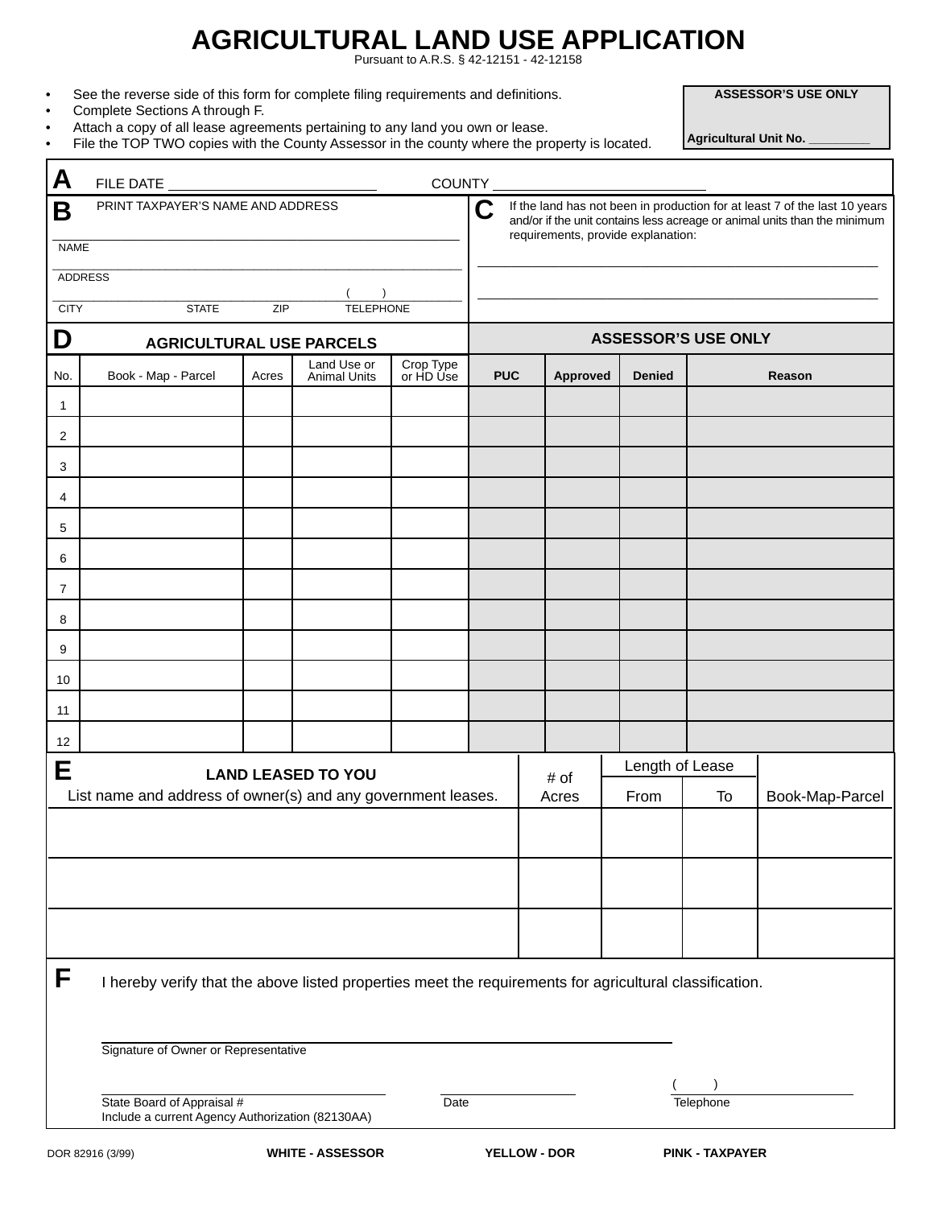# AGRICULTURAL LAND USE APPLICATION

Pursuant to A.R.S. § 42-12151 - 42-12158

- See the reverse side of this form for complete filing requirements and definitions.
- Complete Sections A through F.
- Attach a copy of all lease agreements pertaining to any land you own or lease.
- File the TOP TWO copies with the County Assessor in the county where the property is located.

**ASSESSOR'S USE ONLY**

**Agricultural Unit No. ________**

**A** FILE DATE ____________________ COUNTY ____________________

**B** PRINT TAXPAYER'S NAME AND ADDRESS

NAME ____________________

ADDRESS ____________________

CITY ________ STATE ________ ZIP ________ TELEPHONE ( )________

**C** If the land has not been in production for at least 7 of the last 10 years and/or if the unit contains less acreage or animal units than the minimum requirements, provide explanation:

____________________

____________________

**D** **AGRICULTURAL USE PARCELS** / **ASSESSOR'S USE ONLY**

| No. | Book - Map - Parcel | Acres | Land Use or Animal Units | Crop Type or HD Use | PUC | Approved | Denied | Reason |
|---|---|---|---|---|---|---|---|---|
| 1 | | | | | | | | |
| 2 | | | | | | | | |
| 3 | | | | | | | | |
| 4 | | | | | | | | |
| 5 | | | | | | | | |
| 6 | | | | | | | | |
| 7 | | | | | | | | |
| 8 | | | | | | | | |
| 9 | | | | | | | | |
| 10 | | | | | | | | |
| 11 | | | | | | | | |
| 12 | | | | | | | | |

**E** **LAND LEASED TO YOU**

| List name and address of owner(s) and any government leases. | # of Acres | Length of Lease | | Book-Map-Parcel |
|---|---|---|---|---|
| | | From | To | |
| | | | | |
| | | | | |
| | | | | |

**F** I hereby verify that the above listed properties meet the requirements for agricultural classification.

____________________
Signature of Owner or Representative

____________________ ____________________ ( )____________________
State Board of Appraisal # Date Telephone
Include a current Agency Authorization (82130AA)

DOR 82916 (3/99) **WHITE - ASSESSOR** **YELLOW - DOR** **PINK - TAXPAYER**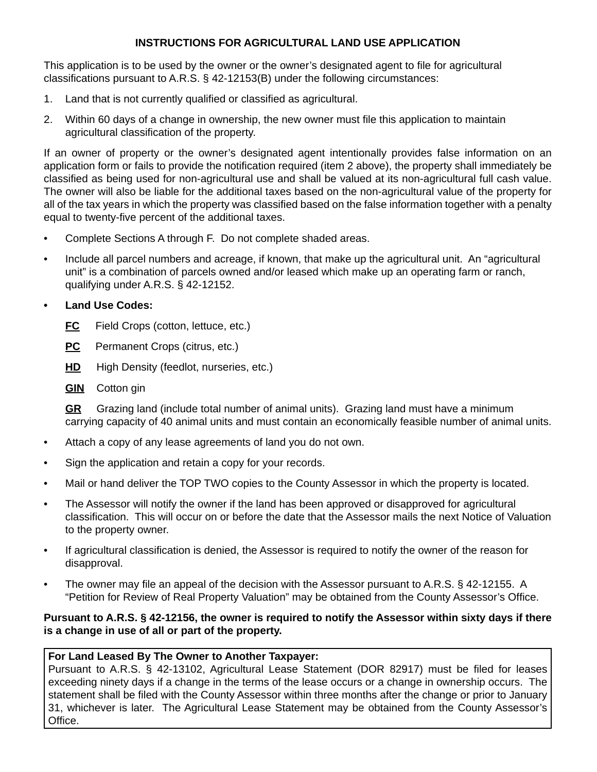# INSTRUCTIONS FOR AGRICULTURAL LAND USE APPLICATION

This application is to be used by the owner or the owner's designated agent to file for agricultural classifications pursuant to A.R.S. § 42-12153(B) under the following circumstances:

1. Land that is not currently qualified or classified as agricultural.
2. Within 60 days of a change in ownership, the new owner must file this application to maintain agricultural classification of the property.

If an owner of property or the owner's designated agent intentionally provides false information on an application form or fails to provide the notification required (item 2 above), the property shall immediately be classified as being used for non-agricultural use and shall be valued at its non-agricultural full cash value. The owner will also be liable for the additional taxes based on the non-agricultural value of the property for all of the tax years in which the property was classified based on the false information together with a penalty equal to twenty-five percent of the additional taxes.

- Complete Sections A through F. Do not complete shaded areas.
- Include all parcel numbers and acreage, if known, that make up the agricultural unit. An "agricultural unit" is a combination of parcels owned and/or leased which make up an operating farm or ranch, qualifying under A.R.S. § 42-12152.
- **Land Use Codes:**

  **FC** Field Crops (cotton, lettuce, etc.)

  **PC** Permanent Crops (citrus, etc.)

  **HD** High Density (feedlot, nurseries, etc.)

  **GIN** Cotton gin

  **GR** Grazing land (include total number of animal units). Grazing land must have a minimum carrying capacity of 40 animal units and must contain an economically feasible number of animal units.
- Attach a copy of any lease agreements of land you do not own.
- Sign the application and retain a copy for your records.
- Mail or hand deliver the TOP TWO copies to the County Assessor in which the property is located.
- The Assessor will notify the owner if the land has been approved or disapproved for agricultural classification. This will occur on or before the date that the Assessor mails the next Notice of Valuation to the property owner.
- If agricultural classification is denied, the Assessor is required to notify the owner of the reason for disapproval.
- The owner may file an appeal of the decision with the Assessor pursuant to A.R.S. § 42-12155. A "Petition for Review of Real Property Valuation" may be obtained from the County Assessor's Office.

**Pursuant to A.R.S. § 42-12156, the owner is required to notify the Assessor within sixty days if there is a change in use of all or part of the property.**

**For Land Leased By The Owner to Another Taxpayer:**
Pursuant to A.R.S. § 42-13102, Agricultural Lease Statement (DOR 82917) must be filed for leases exceeding ninety days if a change in the terms of the lease occurs or a change in ownership occurs. The statement shall be filed with the County Assessor within three months after the change or prior to January 31, whichever is later. The Agricultural Lease Statement may be obtained from the County Assessor's Office.